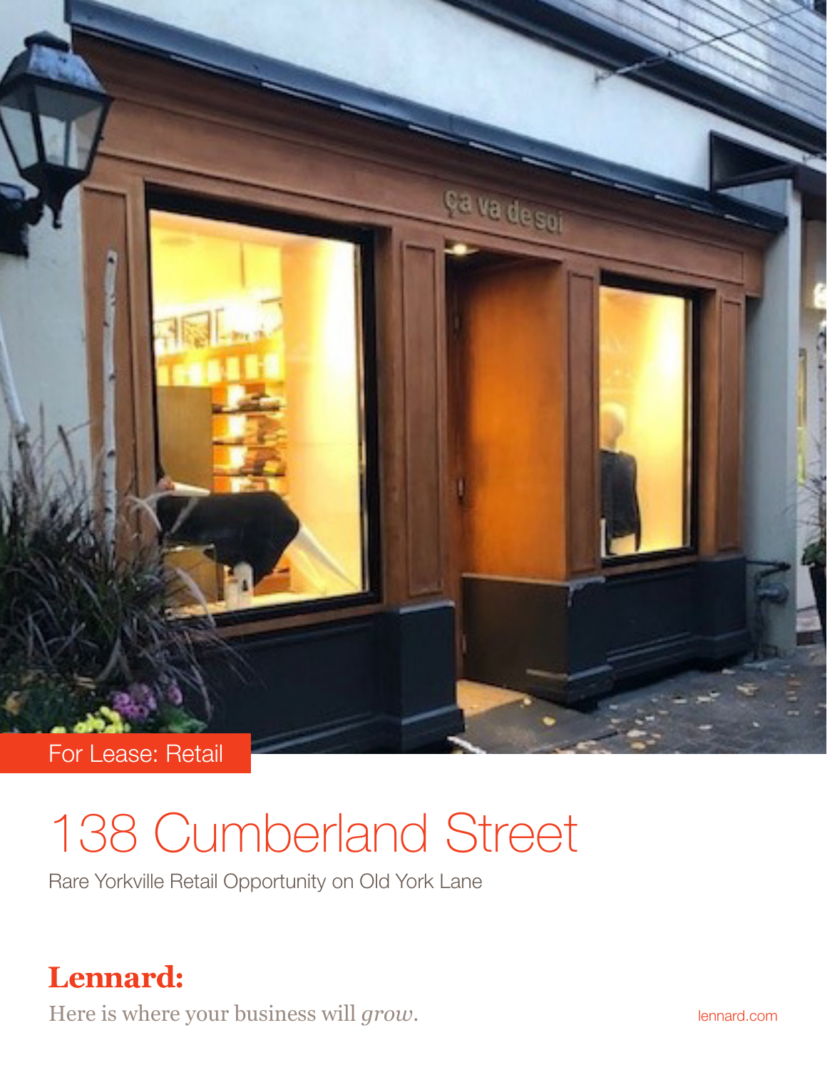For Lease: Retail

# 138 Cumberland Street

Rare Yorkville Retail Opportunity on Old York Lane

**Lennard:**

Here is where your business will *grow*.

lennard.com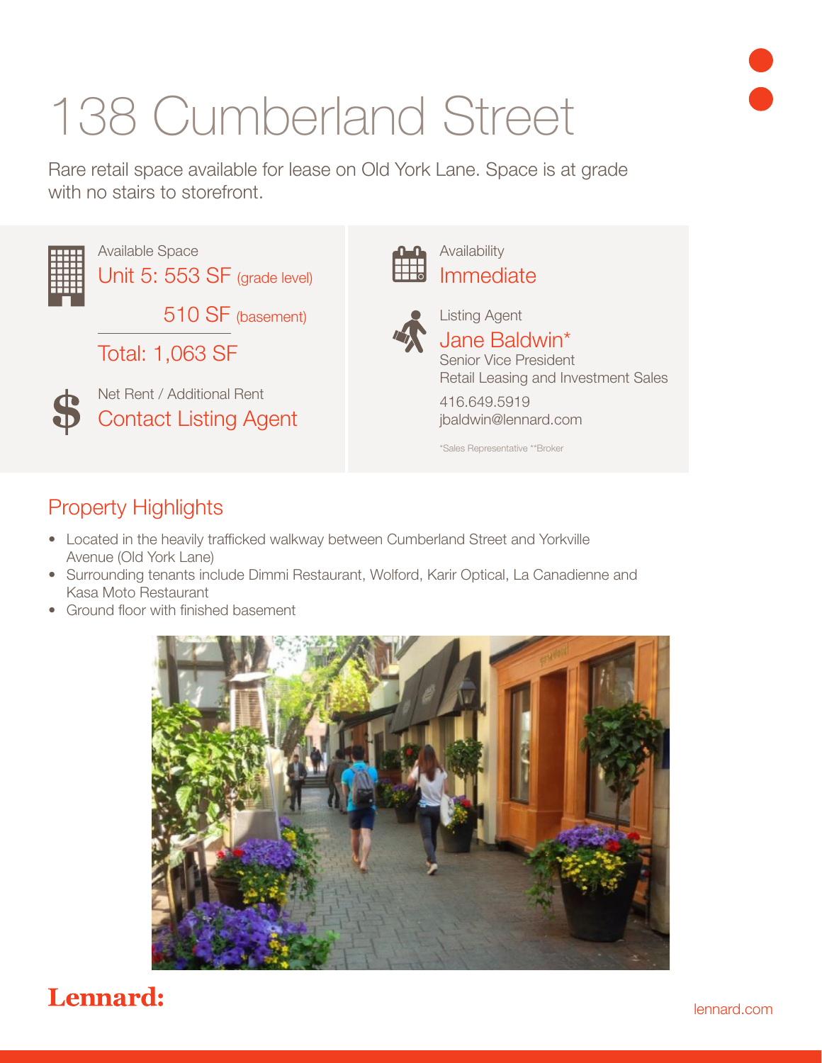# 138 Cumberland Street

Rare retail space available for lease on Old York Lane. Space is at grade with no stairs to storefront.

Available Space

Unit 5: 553 SF (grade level)

510 SF (basement)

Total: 1,063 SF

Net Rent / Additional Rent

Contact Listing Agent

Availability

Immediate

Listing Agent

Jane Baldwin*

Senior Vice President

Retail Leasing and Investment Sales

416.649.5919

jbaldwin@lennard.com

*Sales Representative **Broker

## Property Highlights

- Located in the heavily trafficked walkway between Cumberland Street and Yorkville Avenue (Old York Lane)
- Surrounding tenants include Dimmi Restaurant, Wolford, Karir Optical, La Canadienne and Kasa Moto Restaurant
- Ground floor with finished basement

**Lennard:**

lennard.com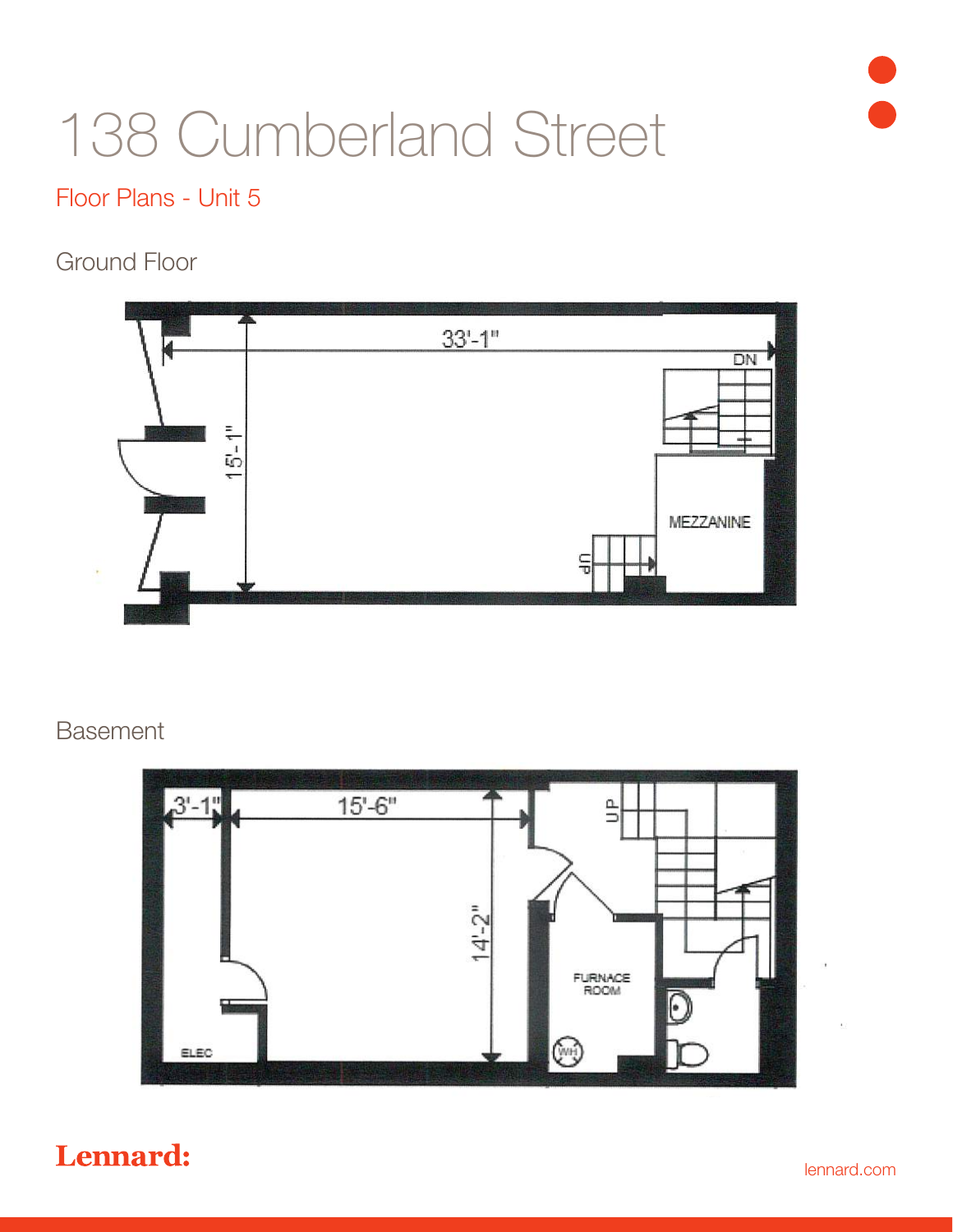# 138 Cumberland Street

## Floor Plans - Unit 5

### Ground Floor

33'-1"

15'-1"

DN

UP

MEZZANINE

### Basement

3'-1"

15'-6"

14'-2"

UP

FURNACE ROOM

WH

ELEC

**Lennard:**

lennard.com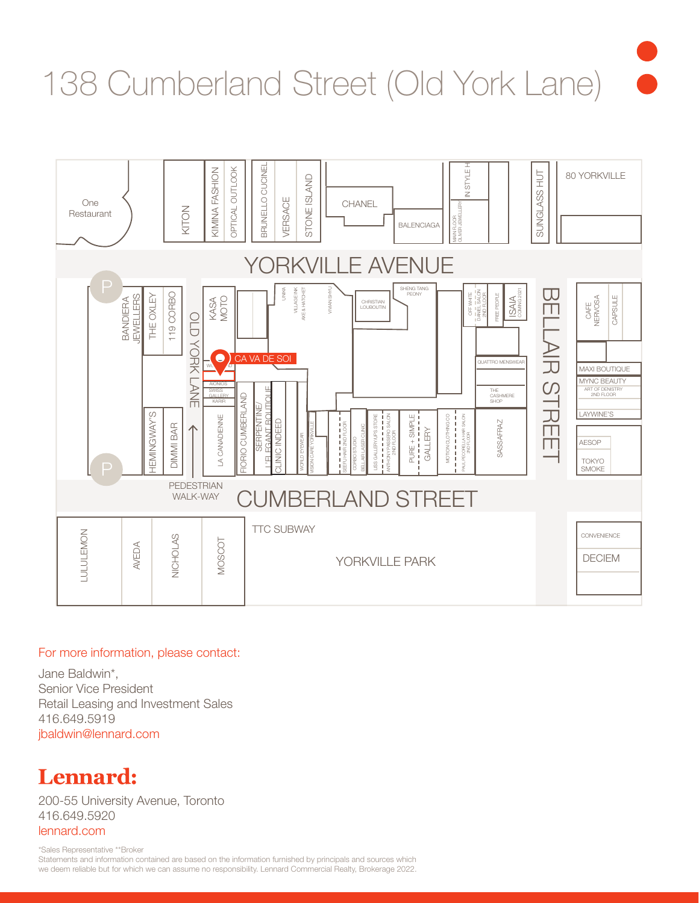# 138 Cumberland Street (Old York Lane)

One Restaurant
KITON
KIMINA FASHION
OPTICAL OUTLOOK
BRUNELLO CUCINELLI
VERSACE
STONE ISLAND
CHANEL
BALENCIAGA
MAIN FLOOR: OLIVER JEWELLERY
IN STYLE HAIR
SUNGLASS HUT
80 YORKVILLE

YORKVILLE AVENUE

BANDIERA JEWELLERS
THE OXLEY
119 CORBO
OLD YORK LANE
KASA MOTO
UNIKA
VILLAGE INK
AXE & HATCHET
VIVIAN SHYU
CHRISTIAN LOUBOUTIN
SHENG TANG PEONY
OFF WHITE
DANIEL SALON 2ND FLOOR
FREE PEOPLE
ISAIA COMING 2021
BELLAIR STREET
CAFE NERVOSA
CAPSULE
CA VA DE SOI
QUATTRO MENSWEAR
MAXI BOUTIQUE
MYNC BEAUTY
ART OF DENISTRY 2ND FLOOR
AIONIOS
SWISS GALLERY
KARIR
THE CASHMERE SHOP
LAYWINE'S
AESOP
TOKYO SMOKE
HEMINGWAY'S
DIMMI BAR
LA CANADIENNE
FIORIO CUMBERLAND
SERPENTINE/ L'ELEGANT BOUTIQUE
CLINIC INDEED
WORLD EYEWEAR
VISION CARE YORKVILLE
SEIFU HAIR 2ND FLOOR
CORBO STUDIO
BELLAIR LASER CLINIC
USS GALLERY/UPS STORE
ANTHONY PASSERO SALON 2ND FLOOR
PURE + SIMPLE
GALLERY
MOTION CLOTHING CO
PAUL PEDORELLA HAIR SALON 2ND FLOOR
SASSAFRAZ
P
P

PEDESTRIAN WALK-WAY

CUMBERLAND STREET

LULULEMON
AVEDA
NICHOLAS
MOSCOT
TTC SUBWAY
YORKVILLE PARK
CONVENIENCE
DECIEM

For more information, please contact:

Jane Baldwin*,
Senior Vice President
Retail Leasing and Investment Sales
416.649.5919
jbaldwin@lennard.com

**Lennard:**

200-55 University Avenue, Toronto
416.649.5920
lennard.com

*Sales Representative **Broker
Statements and information contained are based on the information furnished by principals and sources which we deem reliable but for which we can assume no responsibility. Lennard Commercial Realty, Brokerage 2022.